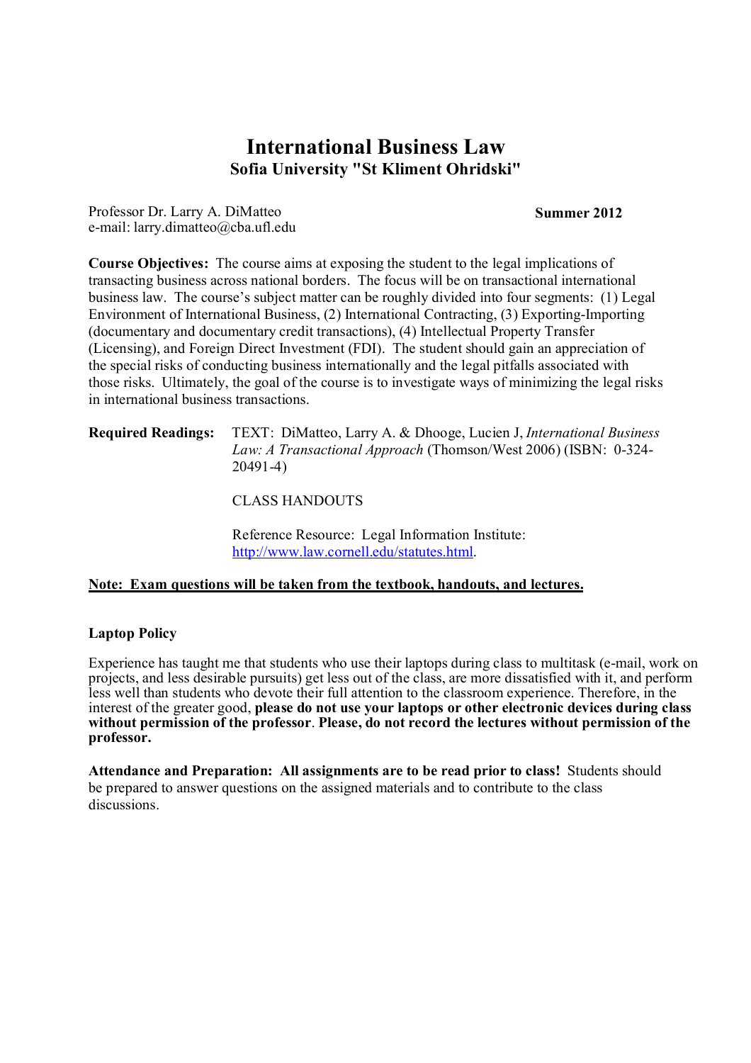# International Business Law

## Sofia University "St Kliment Ohridski"

Professor Dr. Larry A. DiMatteo
e-mail: larry.dimatteo@cba.ufl.edu

**Summer 2012**

**Course Objectives:** The course aims at exposing the student to the legal implications of transacting business across national borders. The focus will be on transactional international business law. The course's subject matter can be roughly divided into four segments: (1) Legal Environment of International Business, (2) International Contracting, (3) Exporting-Importing (documentary and documentary credit transactions), (4) Intellectual Property Transfer (Licensing), and Foreign Direct Investment (FDI). The student should gain an appreciation of the special risks of conducting business internationally and the legal pitfalls associated with those risks. Ultimately, the goal of the course is to investigate ways of minimizing the legal risks in international business transactions.

**Required Readings:** TEXT: DiMatteo, Larry A. & Dhooge, Lucien J, *International Business Law: A Transactional Approach* (Thomson/West 2006) (ISBN: 0-324-20491-4)

CLASS HANDOUTS

Reference Resource: Legal Information Institute: http://www.law.cornell.edu/statutes.html.

**Note: Exam questions will be taken from the textbook, handouts, and lectures.**

**Laptop Policy**

Experience has taught me that students who use their laptops during class to multitask (e-mail, work on projects, and less desirable pursuits) get less out of the class, are more dissatisfied with it, and perform less well than students who devote their full attention to the classroom experience. Therefore, in the interest of the greater good, **please do not use your laptops or other electronic devices during class without permission of the professor**. **Please, do not record the lectures without permission of the professor.**

**Attendance and Preparation: All assignments are to be read prior to class!** Students should be prepared to answer questions on the assigned materials and to contribute to the class discussions.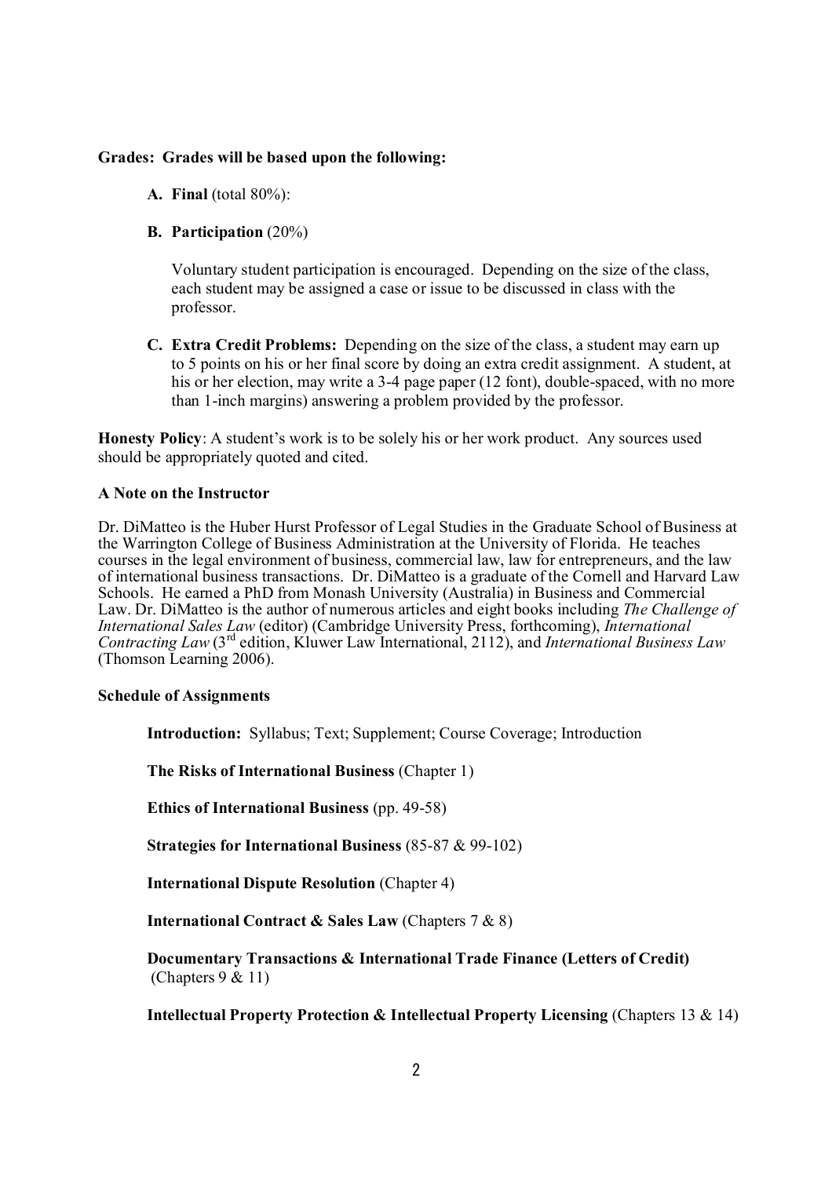**Grades: Grades will be based upon the following:**

**A. Final** (total 80%):

**B. Participation** (20%)

Voluntary student participation is encouraged. Depending on the size of the class, each student may be assigned a case or issue to be discussed in class with the professor.

**C. Extra Credit Problems:** Depending on the size of the class, a student may earn up to 5 points on his or her final score by doing an extra credit assignment. A student, at his or her election, may write a 3-4 page paper (12 font), double-spaced, with no more than 1-inch margins) answering a problem provided by the professor.

**Honesty Policy**: A student's work is to be solely his or her work product. Any sources used should be appropriately quoted and cited.

**A Note on the Instructor**

Dr. DiMatteo is the Huber Hurst Professor of Legal Studies in the Graduate School of Business at the Warrington College of Business Administration at the University of Florida. He teaches courses in the legal environment of business, commercial law, law for entrepreneurs, and the law of international business transactions. Dr. DiMatteo is a graduate of the Cornell and Harvard Law Schools. He earned a PhD from Monash University (Australia) in Business and Commercial Law. Dr. DiMatteo is the author of numerous articles and eight books including *The Challenge of International Sales Law* (editor) (Cambridge University Press, forthcoming), *International Contracting Law* (3rd edition, Kluwer Law International, 2112), and *International Business Law* (Thomson Learning 2006).

**Schedule of Assignments**

**Introduction:** Syllabus; Text; Supplement; Course Coverage; Introduction

**The Risks of International Business** (Chapter 1)

**Ethics of International Business** (pp. 49-58)

**Strategies for International Business** (85-87 & 99-102)

**International Dispute Resolution** (Chapter 4)

**International Contract & Sales Law** (Chapters 7 & 8)

**Documentary Transactions & International Trade Finance (Letters of Credit)** (Chapters 9 & 11)

**Intellectual Property Protection & Intellectual Property Licensing** (Chapters 13 & 14)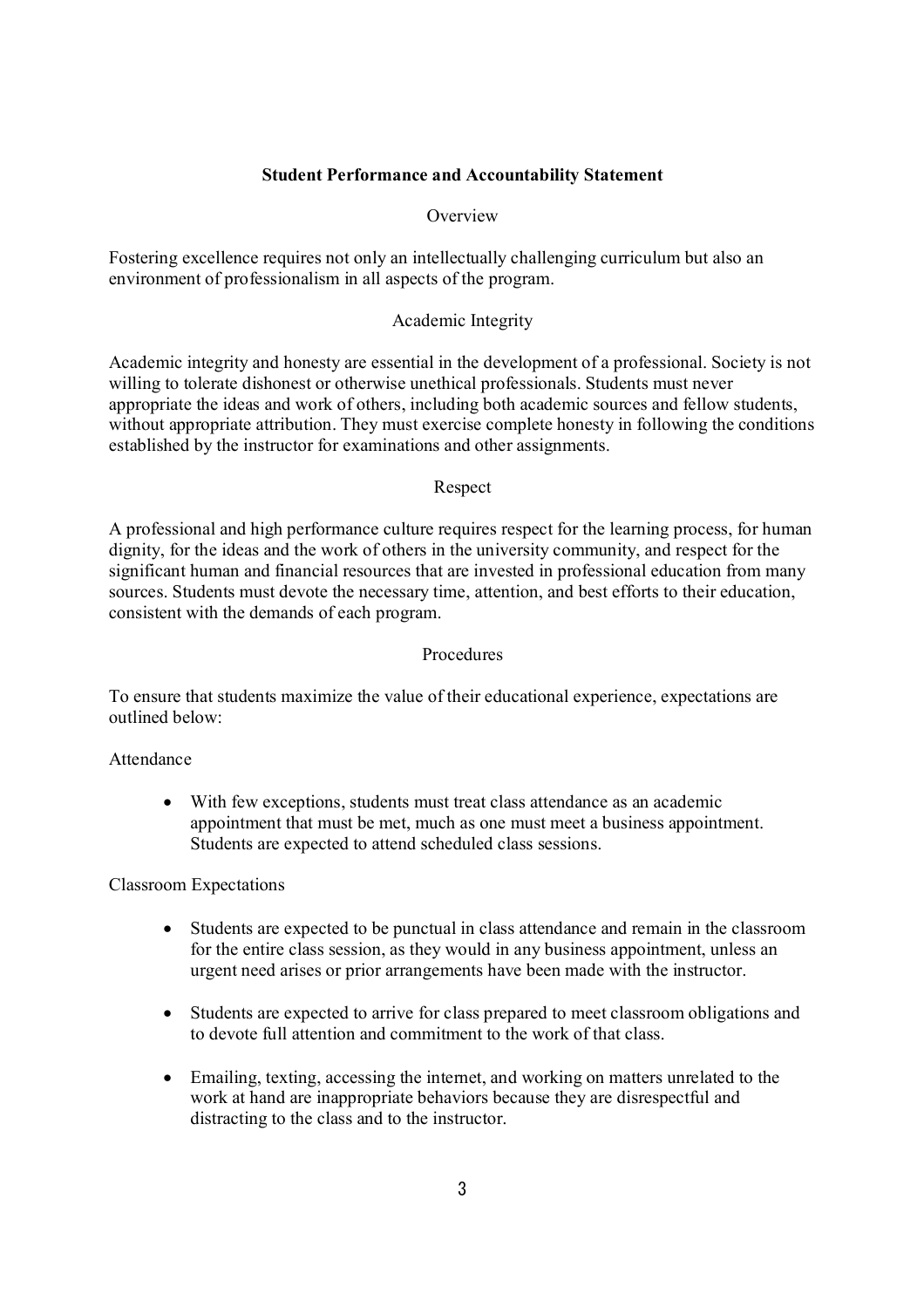## Student Performance and Accountability Statement

### Overview

Fostering excellence requires not only an intellectually challenging curriculum but also an environment of professionalism in all aspects of the program.

### Academic Integrity

Academic integrity and honesty are essential in the development of a professional. Society is not willing to tolerate dishonest or otherwise unethical professionals. Students must never appropriate the ideas and work of others, including both academic sources and fellow students, without appropriate attribution. They must exercise complete honesty in following the conditions established by the instructor for examinations and other assignments.

### Respect

A professional and high performance culture requires respect for the learning process, for human dignity, for the ideas and the work of others in the university community, and respect for the significant human and financial resources that are invested in professional education from many sources. Students must devote the necessary time, attention, and best efforts to their education, consistent with the demands of each program.

### Procedures

To ensure that students maximize the value of their educational experience, expectations are outlined below:

Attendance

- With few exceptions, students must treat class attendance as an academic appointment that must be met, much as one must meet a business appointment. Students are expected to attend scheduled class sessions.

Classroom Expectations

- Students are expected to be punctual in class attendance and remain in the classroom for the entire class session, as they would in any business appointment, unless an urgent need arises or prior arrangements have been made with the instructor.
- Students are expected to arrive for class prepared to meet classroom obligations and to devote full attention and commitment to the work of that class.
- Emailing, texting, accessing the internet, and working on matters unrelated to the work at hand are inappropriate behaviors because they are disrespectful and distracting to the class and to the instructor.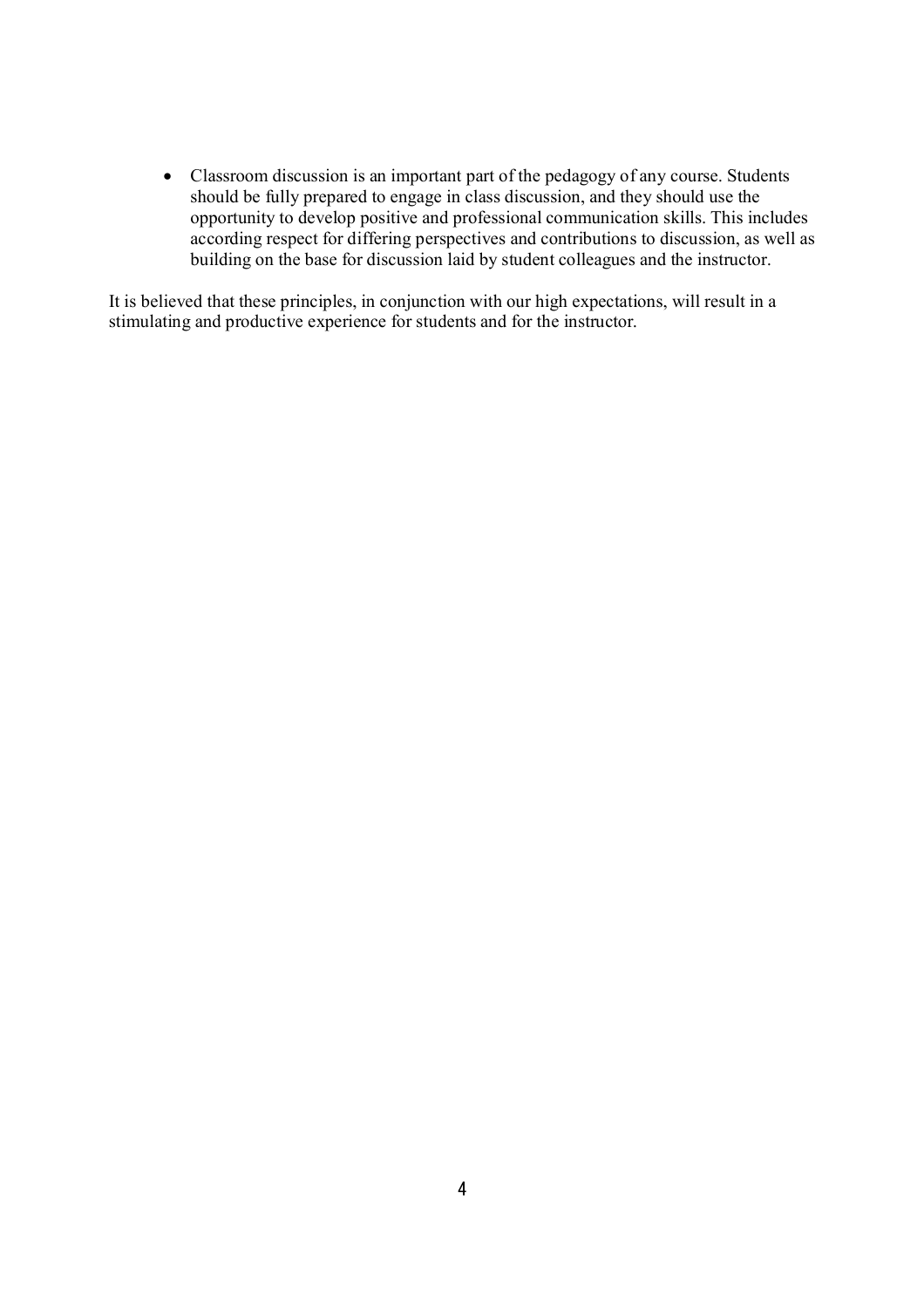- Classroom discussion is an important part of the pedagogy of any course. Students should be fully prepared to engage in class discussion, and they should use the opportunity to develop positive and professional communication skills. This includes according respect for differing perspectives and contributions to discussion, as well as building on the base for discussion laid by student colleagues and the instructor.

It is believed that these principles, in conjunction with our high expectations, will result in a stimulating and productive experience for students and for the instructor.